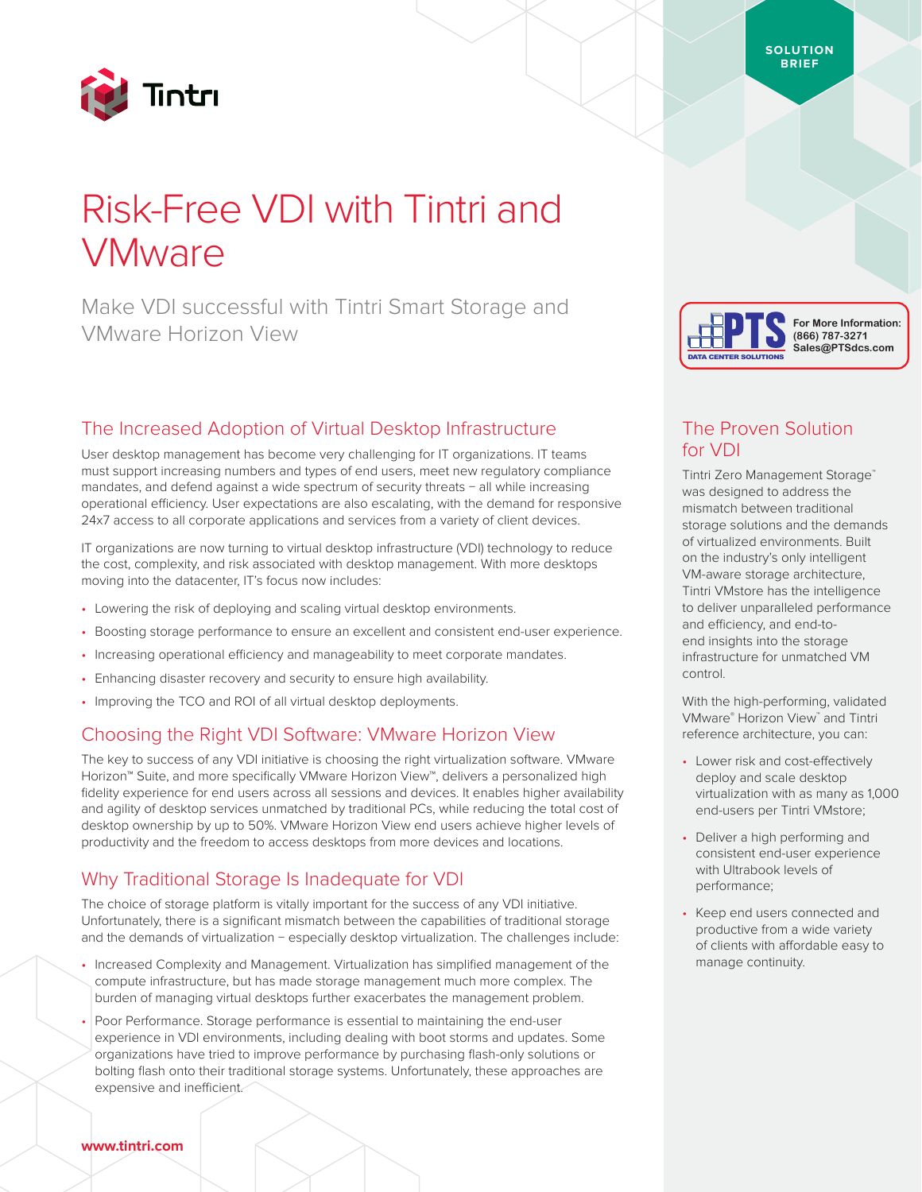SOLUTION BRIEF

# Risk-Free VDI with Tintri and VMware

Make VDI successful with Tintri Smart Storage and VMware Horizon View

For More Information:
(866) 787-3271
Sales@PTSdcs.com

## The Increased Adoption of Virtual Desktop Infrastructure

User desktop management has become very challenging for IT organizations. IT teams must support increasing numbers and types of end users, meet new regulatory compliance mandates, and defend against a wide spectrum of security threats – all while increasing operational efficiency. User expectations are also escalating, with the demand for responsive 24x7 access to all corporate applications and services from a variety of client devices.

IT organizations are now turning to virtual desktop infrastructure (VDI) technology to reduce the cost, complexity, and risk associated with desktop management. With more desktops moving into the datacenter, IT's focus now includes:

- Lowering the risk of deploying and scaling virtual desktop environments.
- Boosting storage performance to ensure an excellent and consistent end-user experience.
- Increasing operational efficiency and manageability to meet corporate mandates.
- Enhancing disaster recovery and security to ensure high availability.
- Improving the TCO and ROI of all virtual desktop deployments.

## Choosing the Right VDI Software: VMware Horizon View

The key to success of any VDI initiative is choosing the right virtualization software. VMware Horizon™ Suite, and more specifically VMware Horizon View™, delivers a personalized high fidelity experience for end users across all sessions and devices. It enables higher availability and agility of desktop services unmatched by traditional PCs, while reducing the total cost of desktop ownership by up to 50%. VMware Horizon View end users achieve higher levels of productivity and the freedom to access desktops from more devices and locations.

## Why Traditional Storage Is Inadequate for VDI

The choice of storage platform is vitally important for the success of any VDI initiative. Unfortunately, there is a significant mismatch between the capabilities of traditional storage and the demands of virtualization – especially desktop virtualization. The challenges include:

- Increased Complexity and Management. Virtualization has simplified management of the compute infrastructure, but has made storage management much more complex. The burden of managing virtual desktops further exacerbates the management problem.
- Poor Performance. Storage performance is essential to maintaining the end-user experience in VDI environments, including dealing with boot storms and updates. Some organizations have tried to improve performance by purchasing flash-only solutions or bolting flash onto their traditional storage systems. Unfortunately, these approaches are expensive and inefficient.

## The Proven Solution for VDI

Tintri Zero Management Storage™ was designed to address the mismatch between traditional storage solutions and the demands of virtualized environments. Built on the industry's only intelligent VM-aware storage architecture, Tintri VMstore has the intelligence to deliver unparalleled performance and efficiency, and end-to-end insights into the storage infrastructure for unmatched VM control.

With the high-performing, validated VMware® Horizon View™ and Tintri reference architecture, you can:

- Lower risk and cost-effectively deploy and scale desktop virtualization with as many as 1,000 end-users per Tintri VMstore;
- Deliver a high performing and consistent end-user experience with Ultrabook levels of performance;
- Keep end users connected and productive from a wide variety of clients with affordable easy to manage continuity.

www.tintri.com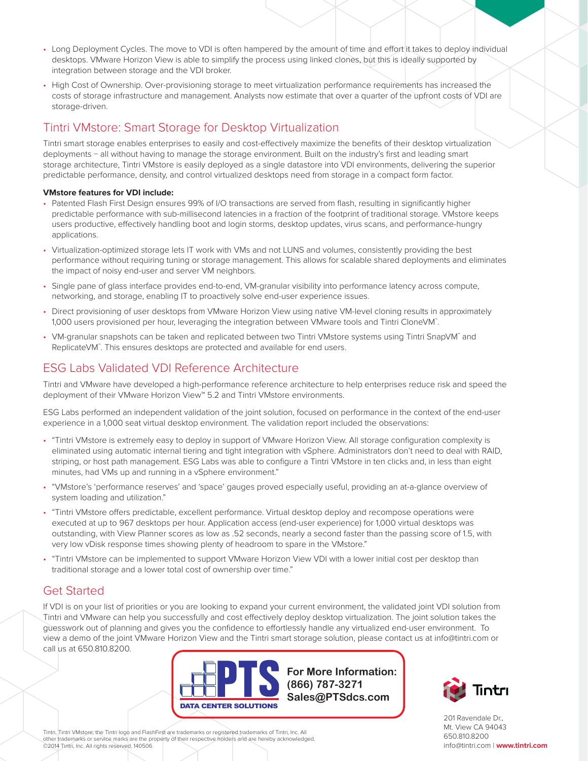- Long Deployment Cycles. The move to VDI is often hampered by the amount of time and effort it takes to deploy individual desktops. VMware Horizon View is able to simplify the process using linked clones, but this is ideally supported by integration between storage and the VDI broker.
- High Cost of Ownership. Over-provisioning storage to meet virtualization performance requirements has increased the costs of storage infrastructure and management. Analysts now estimate that over a quarter of the upfront costs of VDI are storage-driven.

## Tintri VMstore: Smart Storage for Desktop Virtualization

Tintri smart storage enables enterprises to easily and cost-effectively maximize the benefits of their desktop virtualization deployments – all without having to manage the storage environment. Built on the industry's first and leading smart storage architecture, Tintri VMstore is easily deployed as a single datastore into VDI environments, delivering the superior predictable performance, density, and control virtualized desktops need from storage in a compact form factor.

**VMstore features for VDI include:**

- Patented Flash First Design ensures 99% of I/O transactions are served from flash, resulting in significantly higher predictable performance with sub-millisecond latencies in a fraction of the footprint of traditional storage. VMstore keeps users productive, effectively handling boot and login storms, desktop updates, virus scans, and performance-hungry applications.
- Virtualization-optimized storage lets IT work with VMs and not LUNS and volumes, consistently providing the best performance without requiring tuning or storage management. This allows for scalable shared deployments and eliminates the impact of noisy end-user and server VM neighbors.
- Single pane of glass interface provides end-to-end, VM-granular visibility into performance latency across compute, networking, and storage, enabling IT to proactively solve end-user experience issues.
- Direct provisioning of user desktops from VMware Horizon View using native VM-level cloning results in approximately 1,000 users provisioned per hour, leveraging the integration between VMware tools and Tintri CloneVM™.
- VM-granular snapshots can be taken and replicated between two Tintri VMstore systems using Tintri SnapVM™ and ReplicateVM™. This ensures desktops are protected and available for end users.

## ESG Labs Validated VDI Reference Architecture

Tintri and VMware have developed a high-performance reference architecture to help enterprises reduce risk and speed the deployment of their VMware Horizon View™ 5.2 and Tintri VMstore environments.

ESG Labs performed an independent validation of the joint solution, focused on performance in the context of the end-user experience in a 1,000 seat virtual desktop environment. The validation report included the observations:

- "Tintri VMstore is extremely easy to deploy in support of VMware Horizon View. All storage configuration complexity is eliminated using automatic internal tiering and tight integration with vSphere. Administrators don't need to deal with RAID, striping, or host path management. ESG Labs was able to configure a Tintri VMstore in ten clicks and, in less than eight minutes, had VMs up and running in a vSphere environment."
- "VMstore's 'performance reserves' and 'space' gauges proved especially useful, providing an at-a-glance overview of system loading and utilization."
- "Tintri VMstore offers predictable, excellent performance. Virtual desktop deploy and recompose operations were executed at up to 967 desktops per hour. Application access (end-user experience) for 1,000 virtual desktops was outstanding, with View Planner scores as low as .52 seconds, nearly a second faster than the passing score of 1.5, with very low vDisk response times showing plenty of headroom to spare in the VMstore."
- "Tintri VMstore can be implemented to support VMware Horizon View VDI with a lower initial cost per desktop than traditional storage and a lower total cost of ownership over time."

## Get Started

If VDI is on your list of priorities or you are looking to expand your current environment, the validated joint VDI solution from Tintri and VMware can help you successfully and cost effectively deploy desktop virtualization. The joint solution takes the guesswork out of planning and gives you the confidence to effortlessly handle any virtualized end-user environment. To view a demo of the joint VMware Horizon View and the Tintri smart storage solution, please contact us at info@tintri.com or call us at 650.810.8200.

PTS DATA CENTER SOLUTIONS

**For More Information:**
**(866) 787-3271**
**Sales@PTSdcs.com**

Tintri

201 Ravendale Dr.,
Mt. View CA 94043
650.810.8200
info@tintri.com | **www.tintri.com**

Tintri, Tintri VMstore, the Tintri logo and FlashFirst are trademarks or registered trademarks of Tintri, Inc. All other trademarks or service marks are the property of their respective holders and are hereby acknowledged.
©2014 Tintri, Inc. All rights reserved. 140506